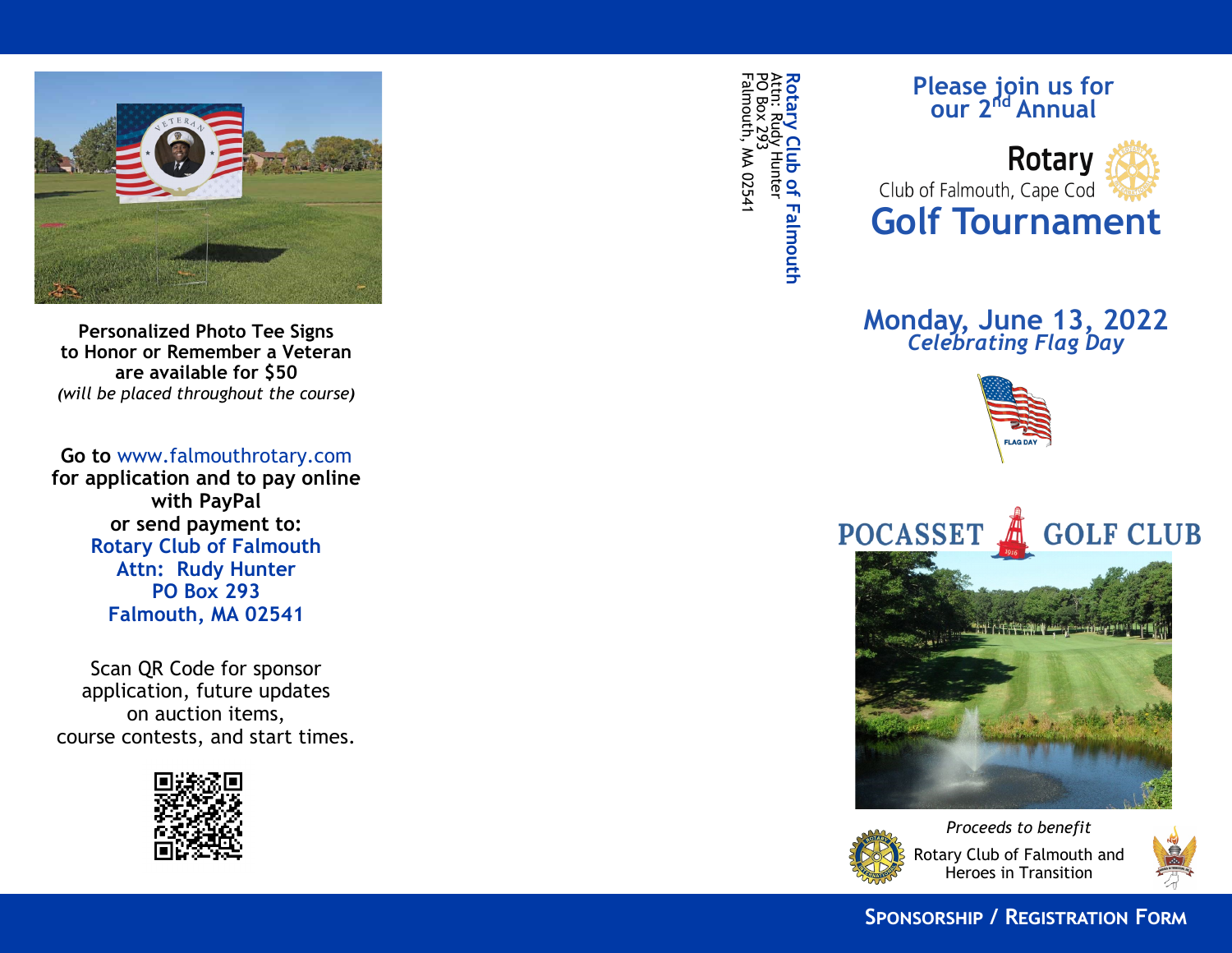**Personalized Photo Tee Signs to Honor or Remember a Veteran are available for $50**
*(will be placed throughout the course)*

**Go to** www.falmouthrotary.com **for application and to pay online with PayPal or send payment to:**

**Rotary Club of Falmouth**
**Attn: Rudy Hunter**
**PO Box 293**
**Falmouth, MA 02541**

Scan QR Code for sponsor application, future updates on auction items, course contests, and start times.

**Rotary Club of Falmouth**
Attn: Rudy Hunter
PO Box 293
Falmouth, MA 02541

## Please join us for our 2nd Annual

**Rotary**
Club of Falmouth, Cape Cod

# Golf Tournament

## Monday, June 13, 2022

***Celebrating Flag Day***

FLAG DAY

**POCASSET GOLF CLUB**

*Proceeds to benefit*
Rotary Club of Falmouth and Heroes in Transition

**SPONSORSHIP / REGISTRATION FORM**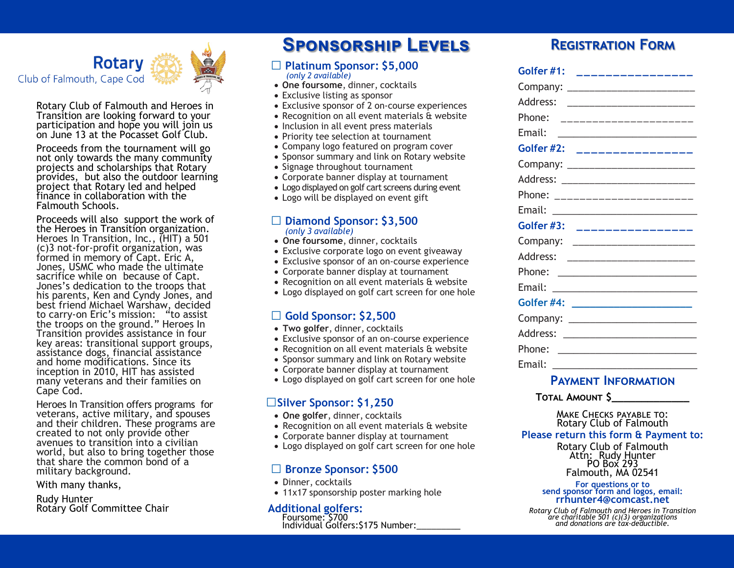**Rotary**
Club of Falmouth, Cape Cod

Rotary Club of Falmouth and Heroes in Transition are looking forward to your participation and hope you will join us on June 13 at the Pocasset Golf Club.

Proceeds from the tournament will go not only towards the many community projects and scholarships that Rotary provides, but also the outdoor learning project that Rotary led and helped finance in collaboration with the Falmouth Schools.

Proceeds will also support the work of the Heroes in Transition organization. Heroes In Transition, Inc., (HIT) a 501 (c)3 not-for-profit organization, was formed in memory of Capt. Eric A, Jones, USMC who made the ultimate sacrifice while on because of Capt. Jones's dedication to the troops that his parents, Ken and Cyndy Jones, and best friend Michael Warshaw, decided to carry-on Eric's mission: "to assist the troops on the ground." Heroes In Transition provides assistance in four key areas: transitional support groups, assistance dogs, financial assistance and home modifications. Since its inception in 2010, HIT has assisted many veterans and their families on Cape Cod.

Heroes In Transition offers programs for veterans, active military, and spouses and their children. These programs are created to not only provide other avenues to transition into a civilian world, but also to bring together those that share the common bond of a military background.

With many thanks,

Rudy Hunter
Rotary Golf Committee Chair

# Sponsorship Levels

## ☐ Platinum Sponsor: $5,000
*(only 2 available)*

- **One foursome**, dinner, cocktails
- Exclusive listing as sponsor
- Exclusive sponsor of 2 on-course experiences
- Recognition on all event materials & website
- Inclusion in all event press materials
- Priority tee selection at tournament
- Company logo featured on program cover
- Sponsor summary and link on Rotary website
- Signage throughout tournament
- Corporate banner display at tournament
- Logo displayed on golf cart screens during event
- Logo will be displayed on event gift

## ☐ Diamond Sponsor: $3,500
*(only 3 available)*

- **One foursome**, dinner, cocktails
- Exclusive corporate logo on event giveaway
- Exclusive sponsor of an on-course experience
- Corporate banner display at tournament
- Recognition on all event materials & website
- Logo displayed on golf cart screen for one hole

## ☐ Gold Sponsor: $2,500

- **Two golfer**, dinner, cocktails
- Exclusive sponsor of an on-course experience
- Recognition on all event materials & website
- Sponsor summary and link on Rotary website
- Corporate banner display at tournament
- Logo displayed on golf cart screen for one hole

## ☐ Silver Sponsor: $1,250

- **One golfer**, dinner, cocktails
- Recognition on all event materials & website
- Corporate banner display at tournament
- Logo displayed on golf cart screen for one hole

## ☐ Bronze Sponsor: $500

- Dinner, cocktails
- 11x17 sponsorship poster marking hole

## Additional golfers:
Foursome: $700
Individual Golfers:$175 Number:_________

# Registration Form

**Golfer #1:** ________________
Company: ________________________
Address: ________________________
Phone: ________________________
Email: ________________________

**Golfer #2:** ________________
Company: ________________________
Address: ________________________
Phone: ________________________
Email: ________________________

**Golfer #3:** ________________
Company: ________________________
Address: ________________________
Phone: ________________________
Email: ________________________

**Golfer #4:** ________________
Company: ________________________
Address: ________________________
Phone: ________________________
Email: ________________________

# Payment Information

**Total Amount $**_____________

Make Checks Payable to:
Rotary Club of Falmouth

**Please return this form & Payment to:**

Rotary Club of Falmouth
Attn: Rudy Hunter
PO Box 293
Falmouth, MA 02541

**For questions or to send sponsor form and logos, email:**
**rrhunter4@comcast.net**

*Rotary Club of Falmouth and Heroes in Transition are charitable 501 (c)(3) organizations and donations are tax-deductible.*